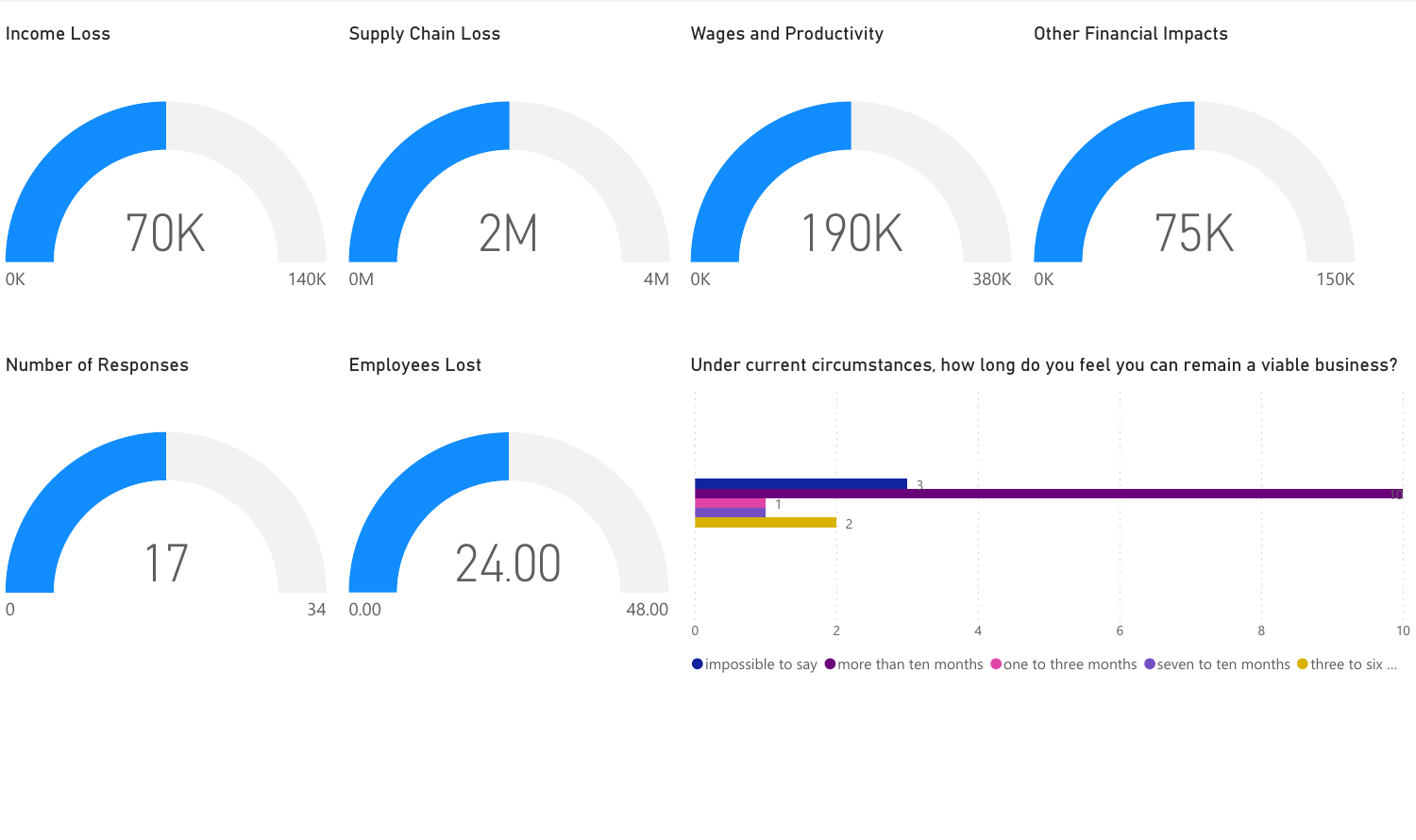## Income Loss

70K

0K — 140K

## Supply Chain Loss

2M

0M — 4M

## Wages and Productivity

190K

0K — 380K

## Other Financial Impacts

75K

0K — 150K

## Number of Responses

17

0 — 34

## Employees Lost

24.00

0.00 — 48.00

## Under current circumstances, how long do you feel you can remain a viable business?

| Response | Count |
| --- | --- |
| impossible to say | 3 |
| more than ten months | 10 |
| one to three months | 1 |
| seven to ten months | 1 |
| three to six ... | 2 |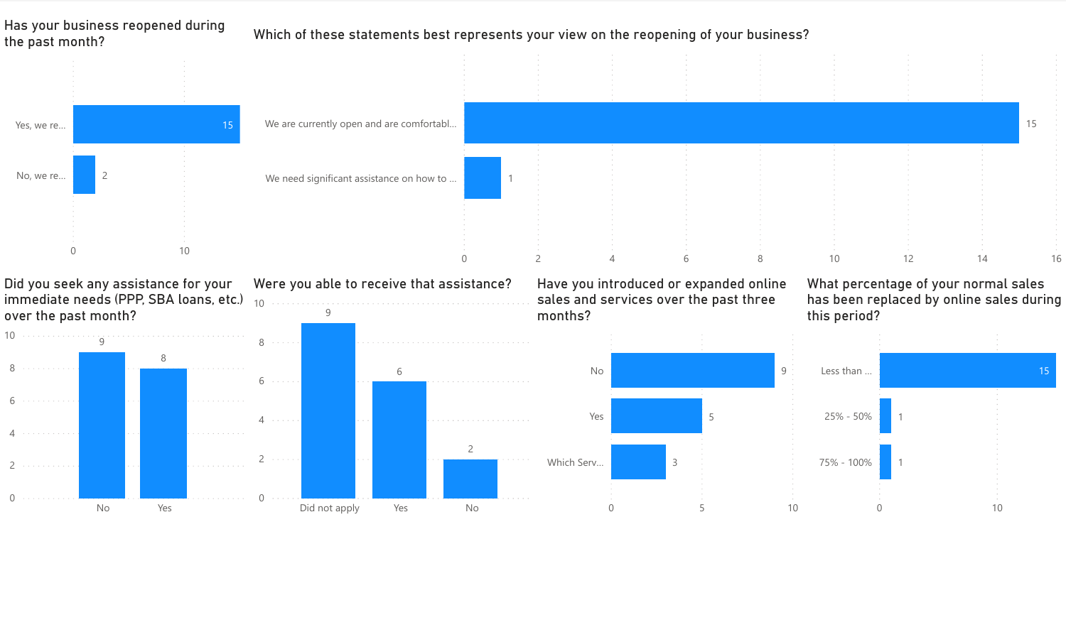## Has your business reopened during the past month?

Yes, we re... 15

No, we re... 2

0
10

## Which of these statements best represents your view on the reopening of your business?

We are currently open and are comfortabl... 15

We need significant assistance on how to ... 1

0
2
4
6
8
10
12
14
16

## Did you seek any assistance for your immediate needs (PPP, SBA loans, etc.) over the past month?

No 9

Yes 8

0
2
4
6
8
10

## Were you able to receive that assistance?

Did not apply 9

Yes 6

No 2

0
2
4
6
8
10

## Have you introduced or expanded online sales and services over the past three months?

No 9

Yes 5

Which Serv... 3

0
5
10

## What percentage of your normal sales has been replaced by online sales during this period?

Less than ... 15

25% - 50% 1

75% - 100% 1

0
10